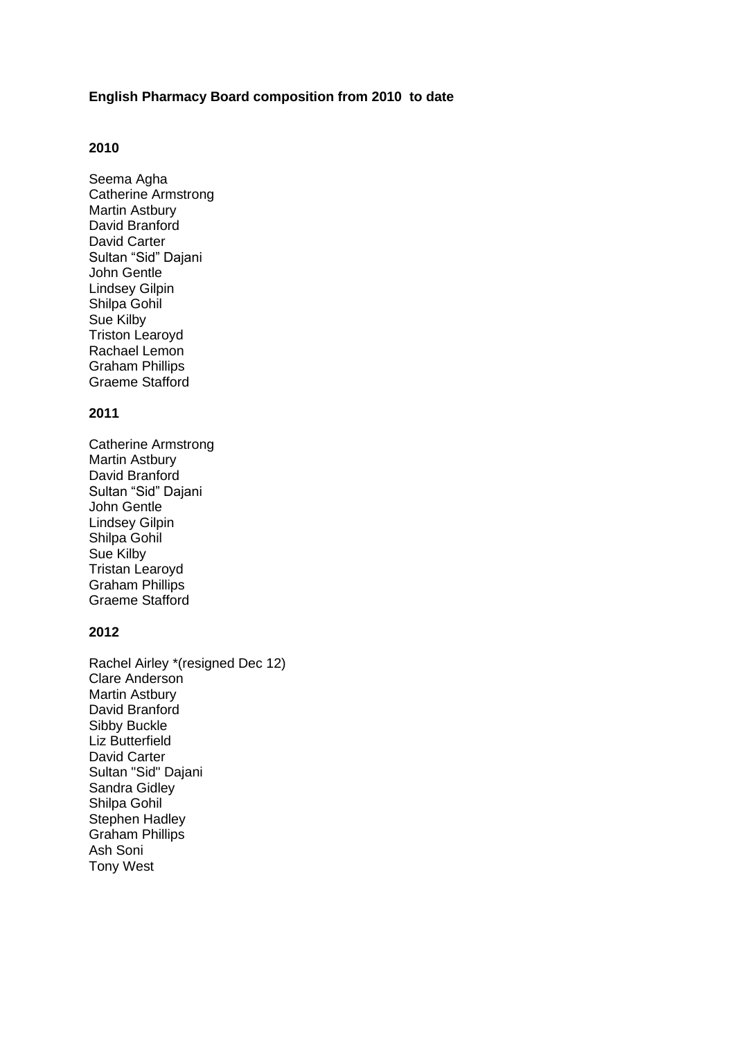**English Pharmacy Board composition from 2010 to date**

**2010**

Seema Agha
Catherine Armstrong
Martin Astbury
David Branford
David Carter
Sultan “Sid” Dajani
John Gentle
Lindsey Gilpin
Shilpa Gohil
Sue Kilby
Triston Learoyd
Rachael Lemon
Graham Phillips
Graeme Stafford

**2011**

Catherine Armstrong
Martin Astbury
David Branford
Sultan “Sid” Dajani
John Gentle
Lindsey Gilpin
Shilpa Gohil
Sue Kilby
Tristan Learoyd
Graham Phillips
Graeme Stafford

**2012**

Rachel Airley *(resigned Dec 12)
Clare Anderson
Martin Astbury
David Branford
Sibby Buckle
Liz Butterfield
David Carter
Sultan "Sid" Dajani
Sandra Gidley
Shilpa Gohil
Stephen Hadley
Graham Phillips
Ash Soni
Tony West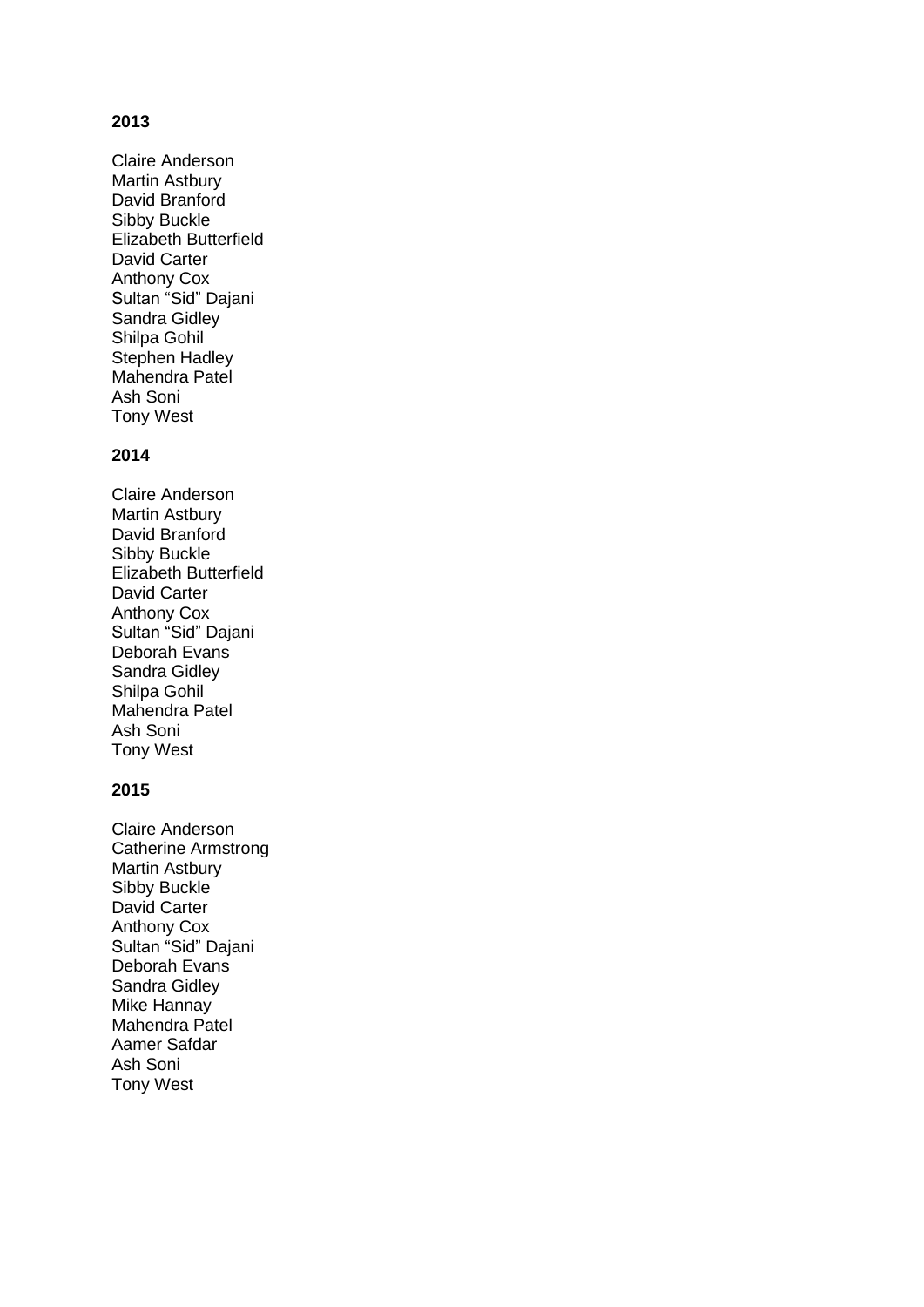**2013**

Claire Anderson
Martin Astbury
David Branford
Sibby Buckle
Elizabeth Butterfield
David Carter
Anthony Cox
Sultan "Sid" Dajani
Sandra Gidley
Shilpa Gohil
Stephen Hadley
Mahendra Patel
Ash Soni
Tony West

**2014**

Claire Anderson
Martin Astbury
David Branford
Sibby Buckle
Elizabeth Butterfield
David Carter
Anthony Cox
Sultan "Sid" Dajani
Deborah Evans
Sandra Gidley
Shilpa Gohil
Mahendra Patel
Ash Soni
Tony West

**2015**

Claire Anderson
Catherine Armstrong
Martin Astbury
Sibby Buckle
David Carter
Anthony Cox
Sultan "Sid" Dajani
Deborah Evans
Sandra Gidley
Mike Hannay
Mahendra Patel
Aamer Safdar
Ash Soni
Tony West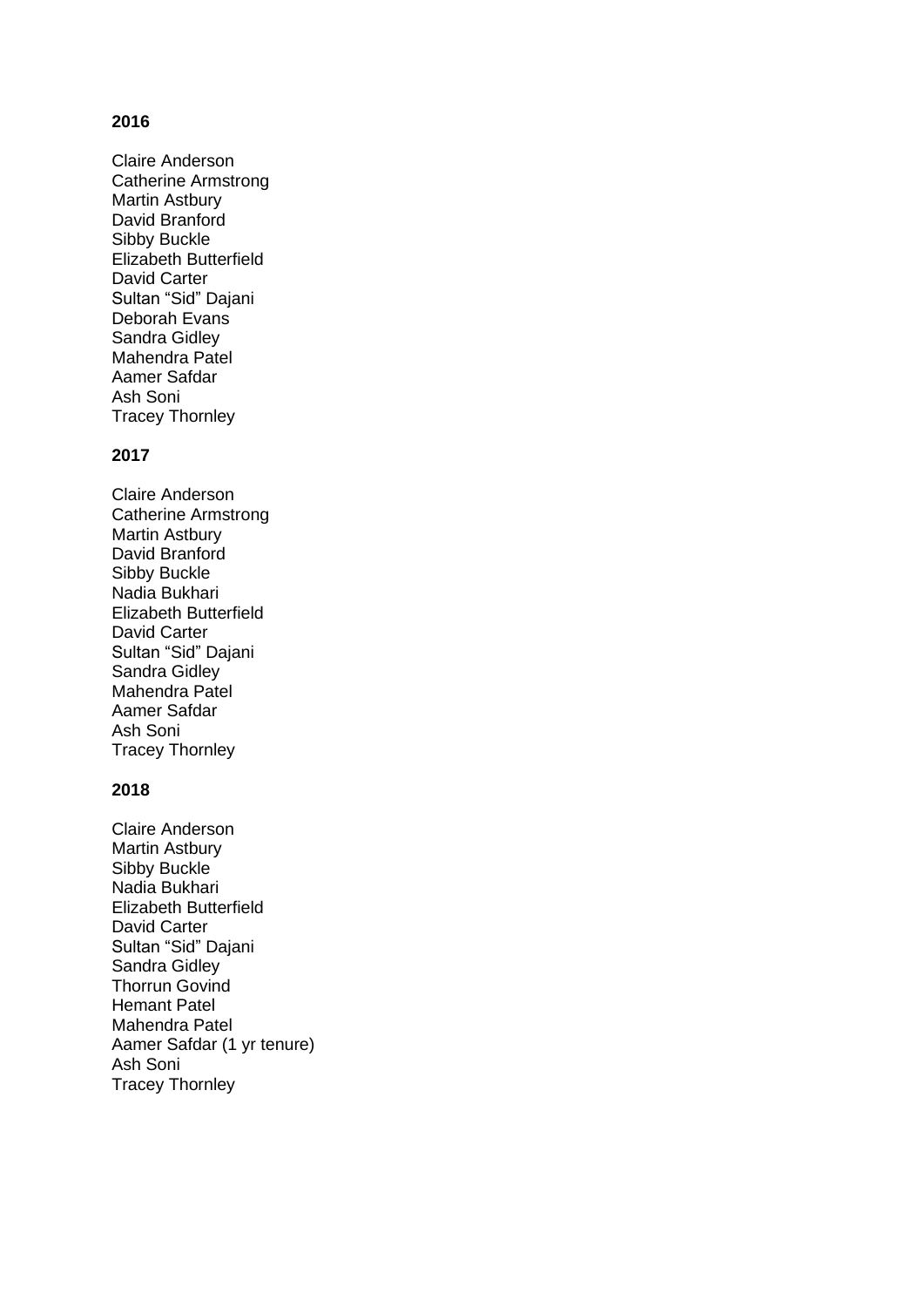**2016**

Claire Anderson
Catherine Armstrong
Martin Astbury
David Branford
Sibby Buckle
Elizabeth Butterfield
David Carter
Sultan "Sid" Dajani
Deborah Evans
Sandra Gidley
Mahendra Patel
Aamer Safdar
Ash Soni
Tracey Thornley

**2017**

Claire Anderson
Catherine Armstrong
Martin Astbury
David Branford
Sibby Buckle
Nadia Bukhari
Elizabeth Butterfield
David Carter
Sultan "Sid" Dajani
Sandra Gidley
Mahendra Patel
Aamer Safdar
Ash Soni
Tracey Thornley

**2018**

Claire Anderson
Martin Astbury
Sibby Buckle
Nadia Bukhari
Elizabeth Butterfield
David Carter
Sultan "Sid" Dajani
Sandra Gidley
Thorrun Govind
Hemant Patel
Mahendra Patel
Aamer Safdar (1 yr tenure)
Ash Soni
Tracey Thornley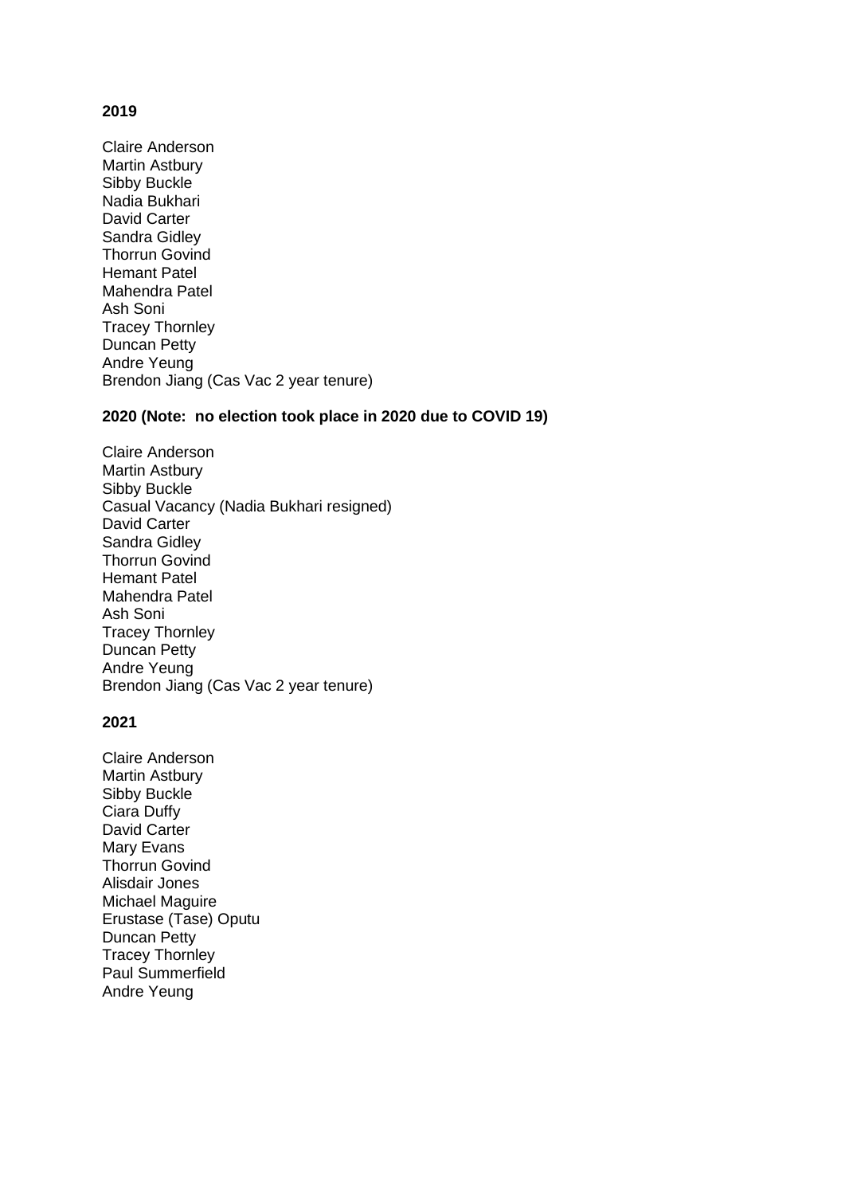**2019**

Claire Anderson
Martin Astbury
Sibby Buckle
Nadia Bukhari
David Carter
Sandra Gidley
Thorrun Govind
Hemant Patel
Mahendra Patel
Ash Soni
Tracey Thornley
Duncan Petty
Andre Yeung
Brendon Jiang (Cas Vac 2 year tenure)

**2020 (Note: no election took place in 2020 due to COVID 19)**

Claire Anderson
Martin Astbury
Sibby Buckle
Casual Vacancy (Nadia Bukhari resigned)
David Carter
Sandra Gidley
Thorrun Govind
Hemant Patel
Mahendra Patel
Ash Soni
Tracey Thornley
Duncan Petty
Andre Yeung
Brendon Jiang (Cas Vac 2 year tenure)

**2021**

Claire Anderson
Martin Astbury
Sibby Buckle
Ciara Duffy
David Carter
Mary Evans
Thorrun Govind
Alisdair Jones
Michael Maguire
Erustase (Tase) Oputu
Duncan Petty
Tracey Thornley
Paul Summerfield
Andre Yeung